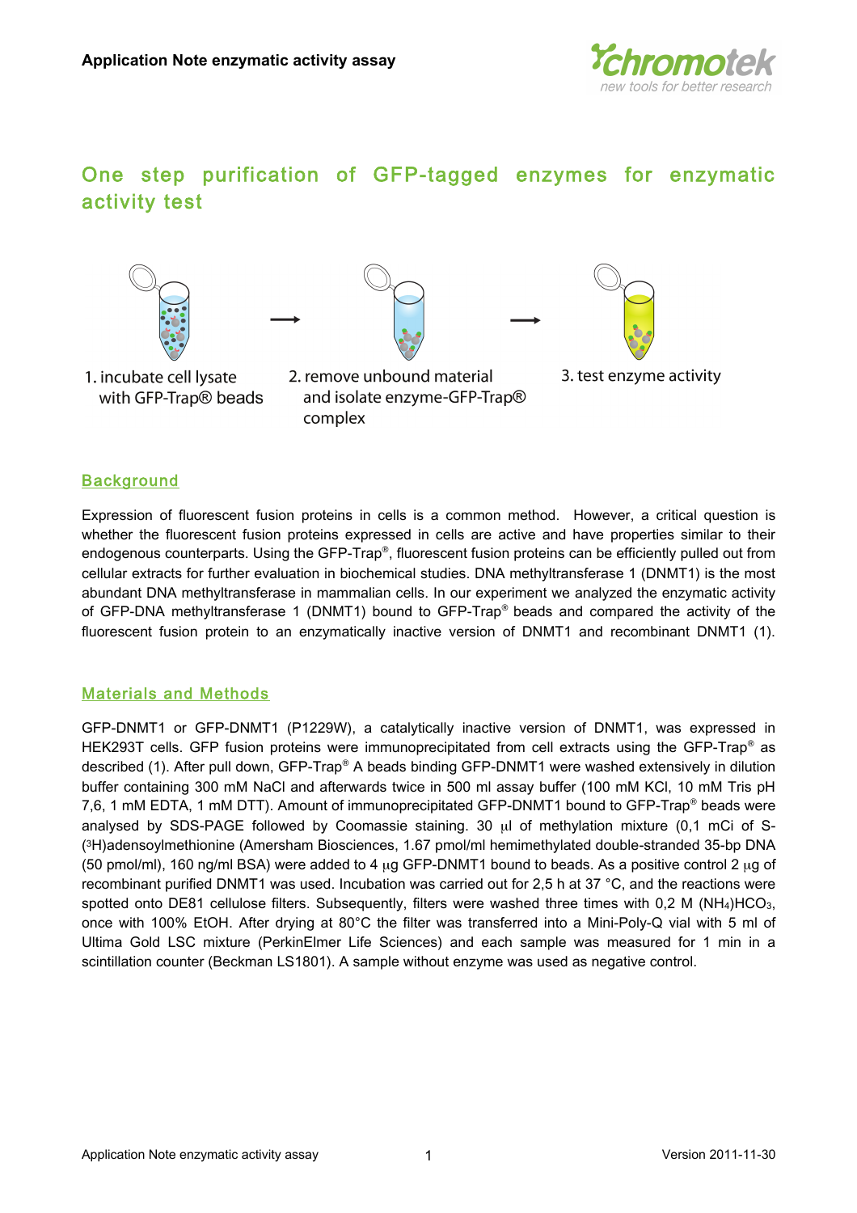# One step purification of GFP-tagged enzymes for enzymatic activity test

1. incubate cell lysate with GFP-Trap® beads
2. remove unbound material and isolate enzyme-GFP-Trap® complex
3. test enzyme activity

## Background

Expression of fluorescent fusion proteins in cells is a common method. However, a critical question is whether the fluorescent fusion proteins expressed in cells are active and have properties similar to their endogenous counterparts. Using the GFP-Trap®, fluorescent fusion proteins can be efficiently pulled out from cellular extracts for further evaluation in biochemical studies. DNA methyltransferase 1 (DNMT1) is the most abundant DNA methyltransferase in mammalian cells. In our experiment we analyzed the enzymatic activity of GFP-DNA methyltransferase 1 (DNMT1) bound to GFP-Trap® beads and compared the activity of the fluorescent fusion protein to an enzymatically inactive version of DNMT1 and recombinant DNMT1 (1).

## Materials and Methods

GFP-DNMT1 or GFP-DNMT1 (P1229W), a catalytically inactive version of DNMT1, was expressed in HEK293T cells. GFP fusion proteins were immunoprecipitated from cell extracts using the GFP-Trap® as described (1). After pull down, GFP-Trap® A beads binding GFP-DNMT1 were washed extensively in dilution buffer containing 300 mM NaCl and afterwards twice in 500 ml assay buffer (100 mM KCl, 10 mM Tris pH 7,6, 1 mM EDTA, 1 mM DTT). Amount of immunoprecipitated GFP-DNMT1 bound to GFP-Trap® beads were analysed by SDS-PAGE followed by Coomassie staining. 30 µl of methylation mixture (0,1 mCi of S-($^{3}$H)adensoylmethionine (Amersham Biosciences, 1.67 pmol/ml hemimethylated double-stranded 35-bp DNA (50 pmol/ml), 160 ng/ml BSA) were added to 4 µg GFP-DNMT1 bound to beads. As a positive control 2 µg of recombinant purified DNMT1 was used. Incubation was carried out for 2,5 h at 37 °C, and the reactions were spotted onto DE81 cellulose filters. Subsequently, filters were washed three times with 0,2 M $(NH_4)HCO_3$, once with 100% EtOH. After drying at 80°C the filter was transferred into a Mini-Poly-Q vial with 5 ml of Ultima Gold LSC mixture (PerkinElmer Life Sciences) and each sample was measured for 1 min in a scintillation counter (Beckman LS1801). A sample without enzyme was used as negative control.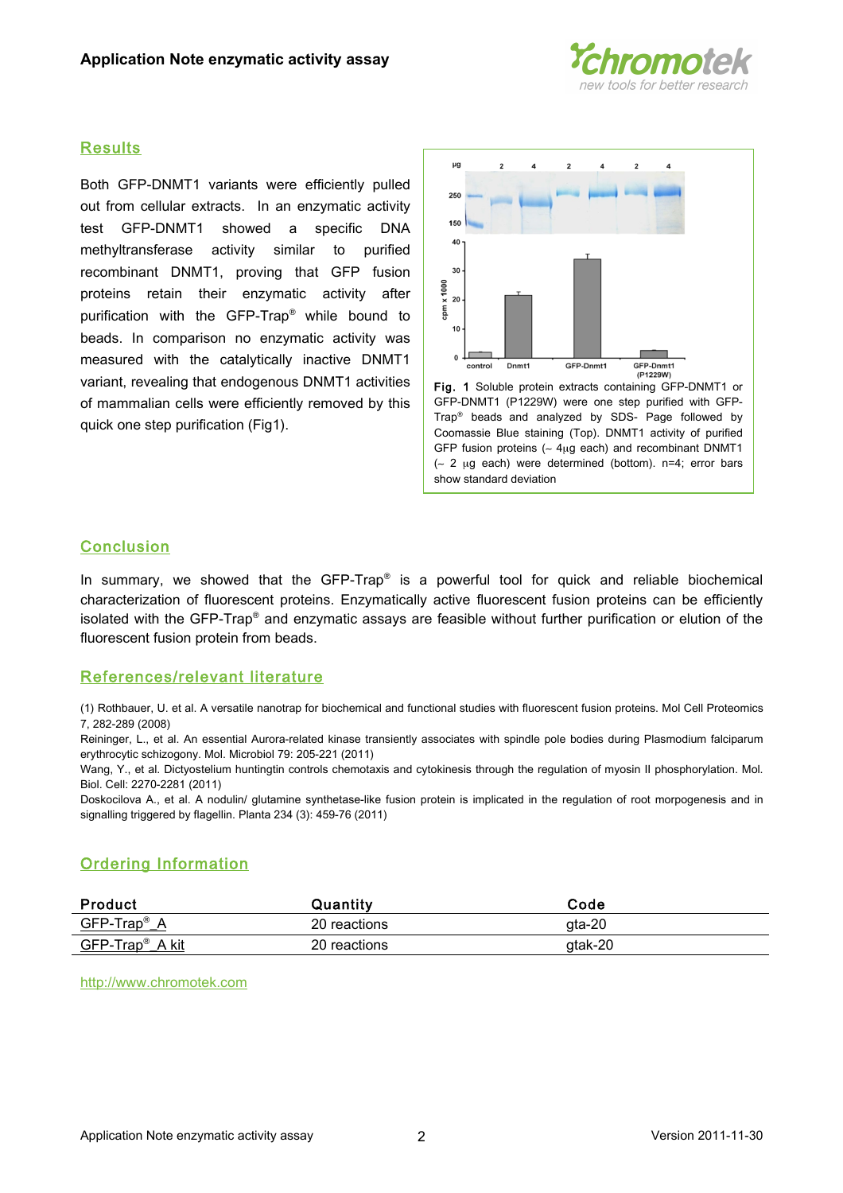## Results

Both GFP-DNMT1 variants were efficiently pulled out from cellular extracts. In an enzymatic activity test GFP-DNMT1 showed a specific DNA methyltransferase activity similar to purified recombinant DNMT1, proving that GFP fusion proteins retain their enzymatic activity after purification with the GFP-Trap® while bound to beads. In comparison no enzymatic activity was measured with the catalytically inactive DNMT1 variant, revealing that endogenous DNMT1 activities of mammalian cells were efficiently removed by this quick one step purification (Fig1).

μg 2 4 2 4 2 4

250

150

cpm x 1000

40

30

20

10

0

control Dnmt1 GFP-Dnmt1 GFP-Dnmt1 (P1229W)

**Fig. 1** Soluble protein extracts containing GFP-DNMT1 or GFP-DNMT1 (P1229W) were one step purified with GFP-Trap® beads and analyzed by SDS- Page followed by Coomassie Blue staining (Top). DNMT1 activity of purified GFP fusion proteins (~ 4μg each) and recombinant DNMT1 (~ 2 μg each) were determined (bottom). n=4; error bars show standard deviation

## Conclusion

In summary, we showed that the GFP-Trap® is a powerful tool for quick and reliable biochemical characterization of fluorescent proteins. Enzymatically active fluorescent fusion proteins can be efficiently isolated with the GFP-Trap® and enzymatic assays are feasible without further purification or elution of the fluorescent fusion protein from beads.

## References/relevant literature

(1) Rothbauer, U. et al. A versatile nanotrap for biochemical and functional studies with fluorescent fusion proteins. Mol Cell Proteomics 7, 282-289 (2008)

Reininger, L., et al. An essential Aurora-related kinase transiently associates with spindle pole bodies during Plasmodium falciparum erythrocytic schizogony. Mol. Microbiol 79: 205-221 (2011)

Wang, Y., et al. Dictyostelium huntingtin controls chemotaxis and cytokinesis through the regulation of myosin II phosphorylation. Mol. Biol. Cell: 2270-2281 (2011)

Doskocilova A., et al. A nodulin/ glutamine synthetase-like fusion protein is implicated in the regulation of root morpogenesis and in signalling triggered by flagellin. Planta 234 (3): 459-76 (2011)

## Ordering Information

| Product | Quantity | Code |
|---|---|---|
| GFP-Trap®_A | 20 reactions | gta-20 |
| GFP-Trap®_A kit | 20 reactions | gtak-20 |

http://www.chromotek.com